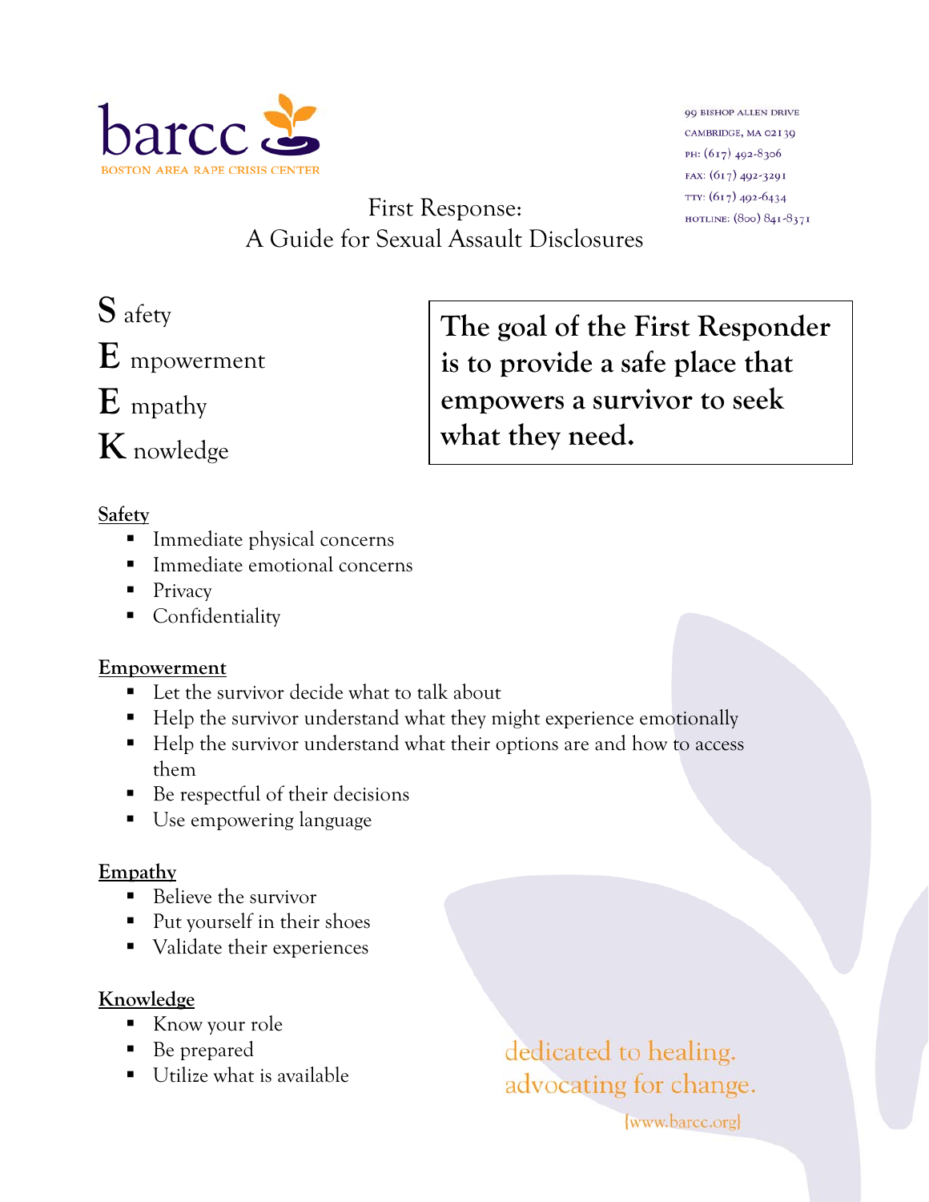barcc
BOSTON AREA RAPE CRISIS CENTER

99 BISHOP ALLEN DRIVE
CAMBRIDGE, MA 02139
PH: (617) 492-8306
FAX: (617) 492-3291
TTY: (617) 492-6434
HOTLINE: (800) 841-8371

# First Response: A Guide for Sexual Assault Disclosures

**S** afety
**E** mpowerment
**E** mpathy
**K** nowledge

**The goal of the First Responder is to provide a safe place that empowers a survivor to seek what they need.**

## Safety

- Immediate physical concerns
- Immediate emotional concerns
- Privacy
- Confidentiality

## Empowerment

- Let the survivor decide what to talk about
- Help the survivor understand what they might experience emotionally
- Help the survivor understand what their options are and how to access them
- Be respectful of their decisions
- Use empowering language

## Empathy

- Believe the survivor
- Put yourself in their shoes
- Validate their experiences

## Knowledge

- Know your role
- Be prepared
- Utilize what is available

dedicated to healing.
advocating for change.

{www.barcc.org}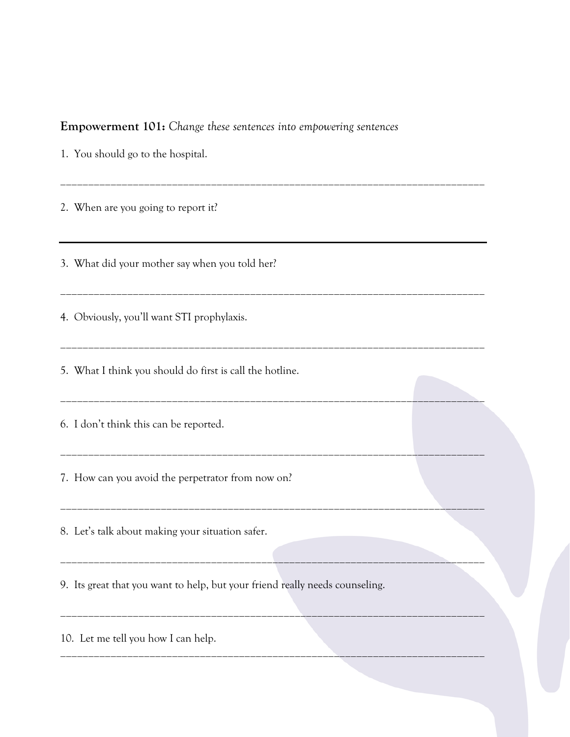**Empowerment 101:** *Change these sentences into empowering sentences*

1. You should go to the hospital.

______________________________________________________________________________

2. When are you going to report it?

______________________________________________________________________________

3. What did your mother say when you told her?

______________________________________________________________________________

4. Obviously, you'll want STI prophylaxis.

______________________________________________________________________________

5. What I think you should do first is call the hotline.

______________________________________________________________________________

6. I don't think this can be reported.

______________________________________________________________________________

7. How can you avoid the perpetrator from now on?

______________________________________________________________________________

8. Let's talk about making your situation safer.

______________________________________________________________________________

9. Its great that you want to help, but your friend really needs counseling.

______________________________________________________________________________

10. Let me tell you how I can help.

______________________________________________________________________________